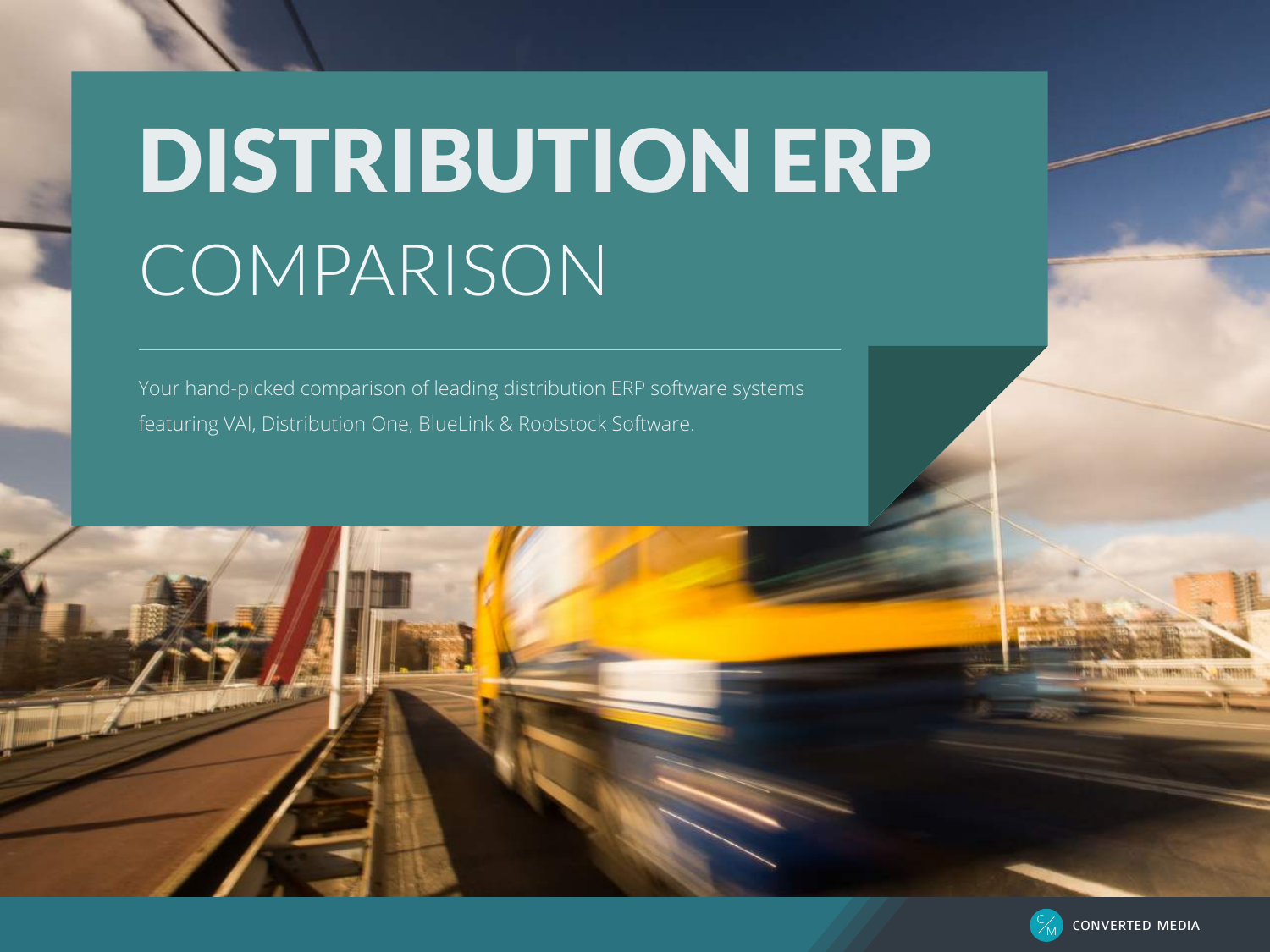# DISTRIBUTION ERP COMPARISON

Your hand-picked comparison of leading distribution ERP software systems featuring VAI, Distribution One, BlueLink & Rootstock Software.

CONVERTED MEDIA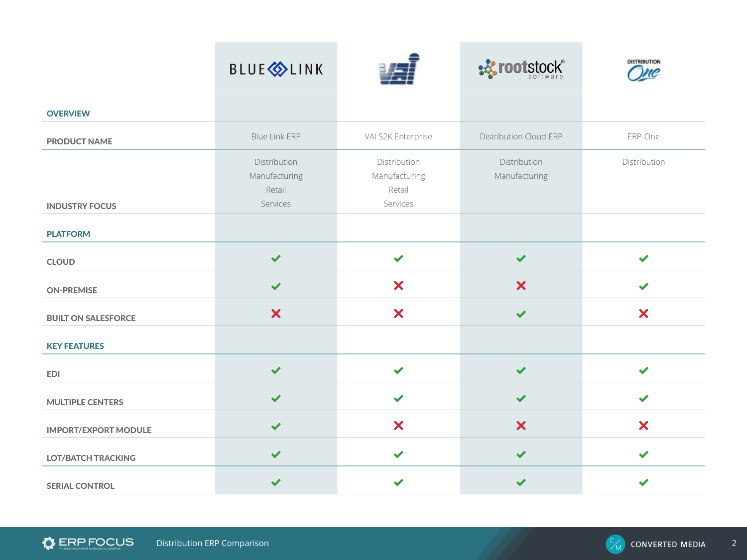| | BLUE LINK | VAI | rootstock software | DISTRIBUTION One |
|---|---|---|---|---|
| **OVERVIEW** | | | | |
| **PRODUCT NAME** | Blue Link ERP | VAI S2K Enterprise | Distribution Cloud ERP | ERP-One |
| **INDUSTRY FOCUS** | Distribution<br>Manufacturing<br>Retail<br>Services | Distribution<br>Manufacturing<br>Retail<br>Services | Distribution<br>Manufacturing | Distribution |
| **PLATFORM** | | | | |
| **CLOUD** | ✔ | ✔ | ✔ | ✔ |
| **ON-PREMISE** | ✔ | ✘ | ✘ | ✔ |
| **BUILT ON SALESFORCE** | ✘ | ✘ | ✔ | ✘ |
| **KEY FEATURES** | | | | |
| **EDI** | ✔ | ✔ | ✔ | ✔ |
| **MULTIPLE CENTERS** | ✔ | ✔ | ✔ | ✔ |
| **IMPORT/EXPORT MODULE** | ✔ | ✘ | ✘ | ✘ |
| **LOT/BATCH TRACKING** | ✔ | ✔ | ✔ | ✔ |
| **SERIAL CONTROL** | ✔ | ✔ | ✔ | ✔ |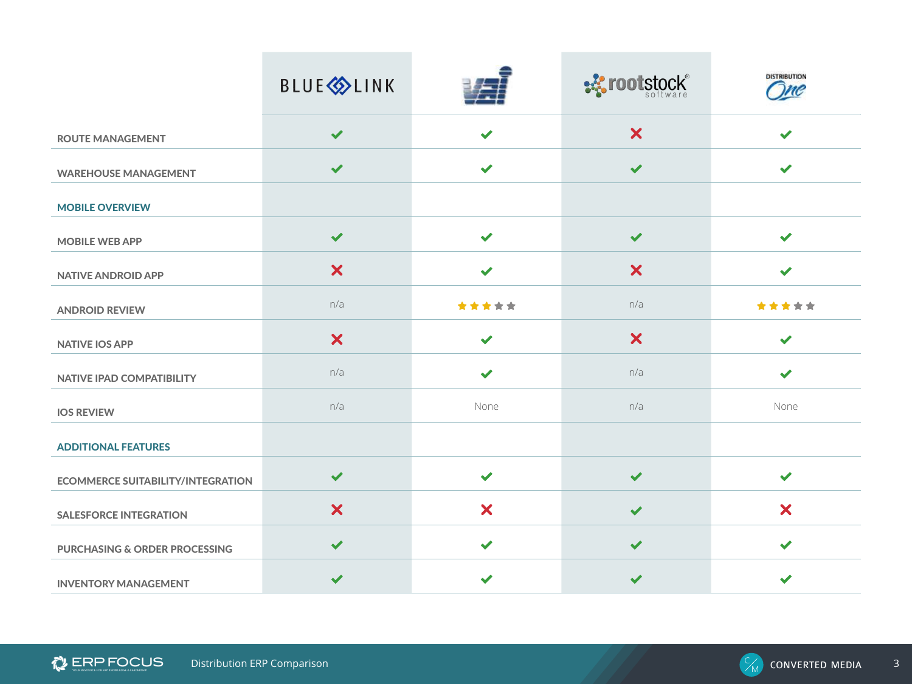| | BLUE LINK | VAI | rootstock software | Distribution One |
|---|---|---|---|---|
| ROUTE MANAGEMENT | ✔ | ✔ | ✘ | ✔ |
| WAREHOUSE MANAGEMENT | ✔ | ✔ | ✔ | ✔ |
| **MOBILE OVERVIEW** | | | | |
| MOBILE WEB APP | ✔ | ✔ | ✔ | ✔ |
| NATIVE ANDROID APP | ✘ | ✔ | ✘ | ✔ |
| ANDROID REVIEW | n/a | ★★★☆☆ | n/a | ★★★☆☆ |
| NATIVE IOS APP | ✘ | ✔ | ✘ | ✔ |
| NATIVE IPAD COMPATIBILITY | n/a | ✔ | n/a | ✔ |
| IOS REVIEW | n/a | None | n/a | None |
| **ADDITIONAL FEATURES** | | | | |
| ECOMMERCE SUITABILITY/INTEGRATION | ✔ | ✔ | ✔ | ✔ |
| SALESFORCE INTEGRATION | ✘ | ✘ | ✔ | ✘ |
| PURCHASING & ORDER PROCESSING | ✔ | ✔ | ✔ | ✔ |
| INVENTORY MANAGEMENT | ✔ | ✔ | ✔ | ✔ |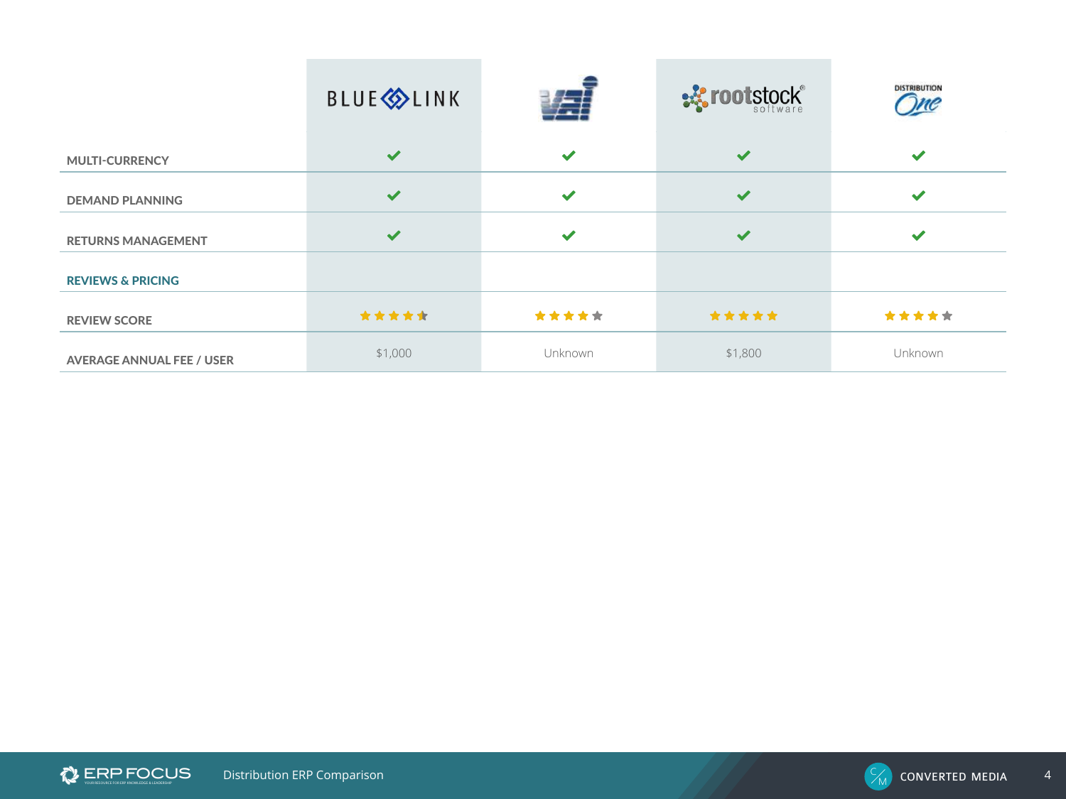| | BLUE LINK | VAI | rootstock software | DISTRIBUTION One |
|---|---|---|---|---|
| MULTI-CURRENCY | ✔ | ✔ | ✔ | ✔ |
| DEMAND PLANNING | ✔ | ✔ | ✔ | ✔ |
| RETURNS MANAGEMENT | ✔ | ✔ | ✔ | ✔ |
| **REVIEWS & PRICING** | | | | |
| REVIEW SCORE | ★★★★½ | ★★★★☆ | ★★★★★ | ★★★★☆ |
| AVERAGE ANNUAL FEE / USER | $1,000 | Unknown | $1,800 | Unknown |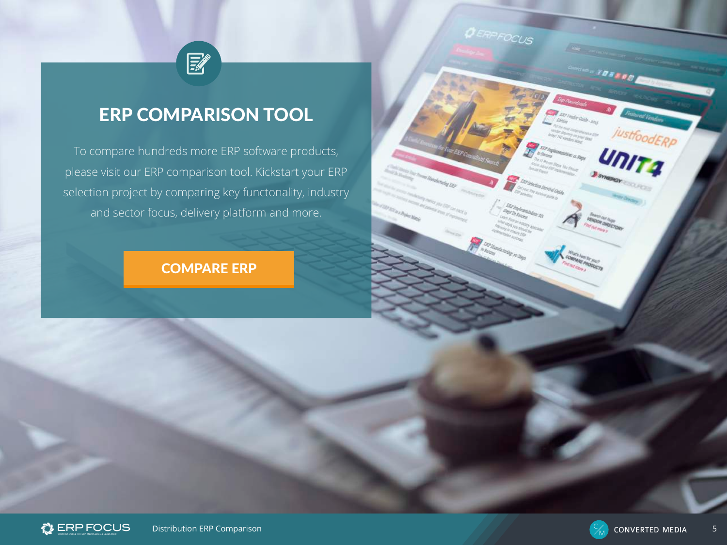# ERP COMPARISON TOOL

To compare hundreds more ERP software products, please visit our ERP comparison tool. Kickstart your ERP selection project by comparing key functonality, industry and sector focus, delivery platform and more.

**COMPARE ERP**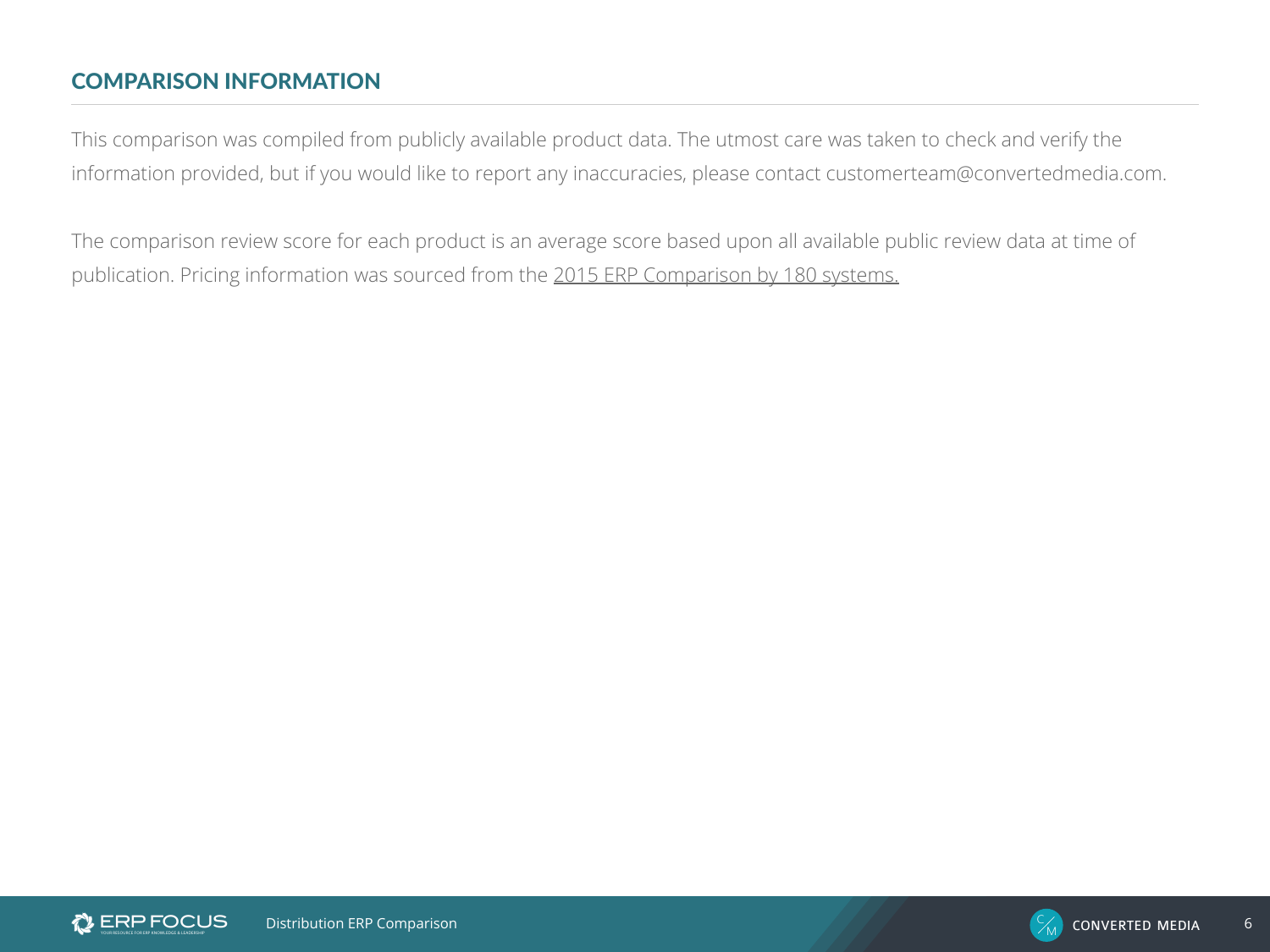## COMPARISON INFORMATION

This comparison was compiled from publicly available product data. The utmost care was taken to check and verify the information provided, but if you would like to report any inaccuracies, please contact customerteam@convertedmedia.com.

The comparison review score for each product is an average score based upon all available public review data at time of publication. Pricing information was sourced from the 2015 ERP Comparison by 180 systems.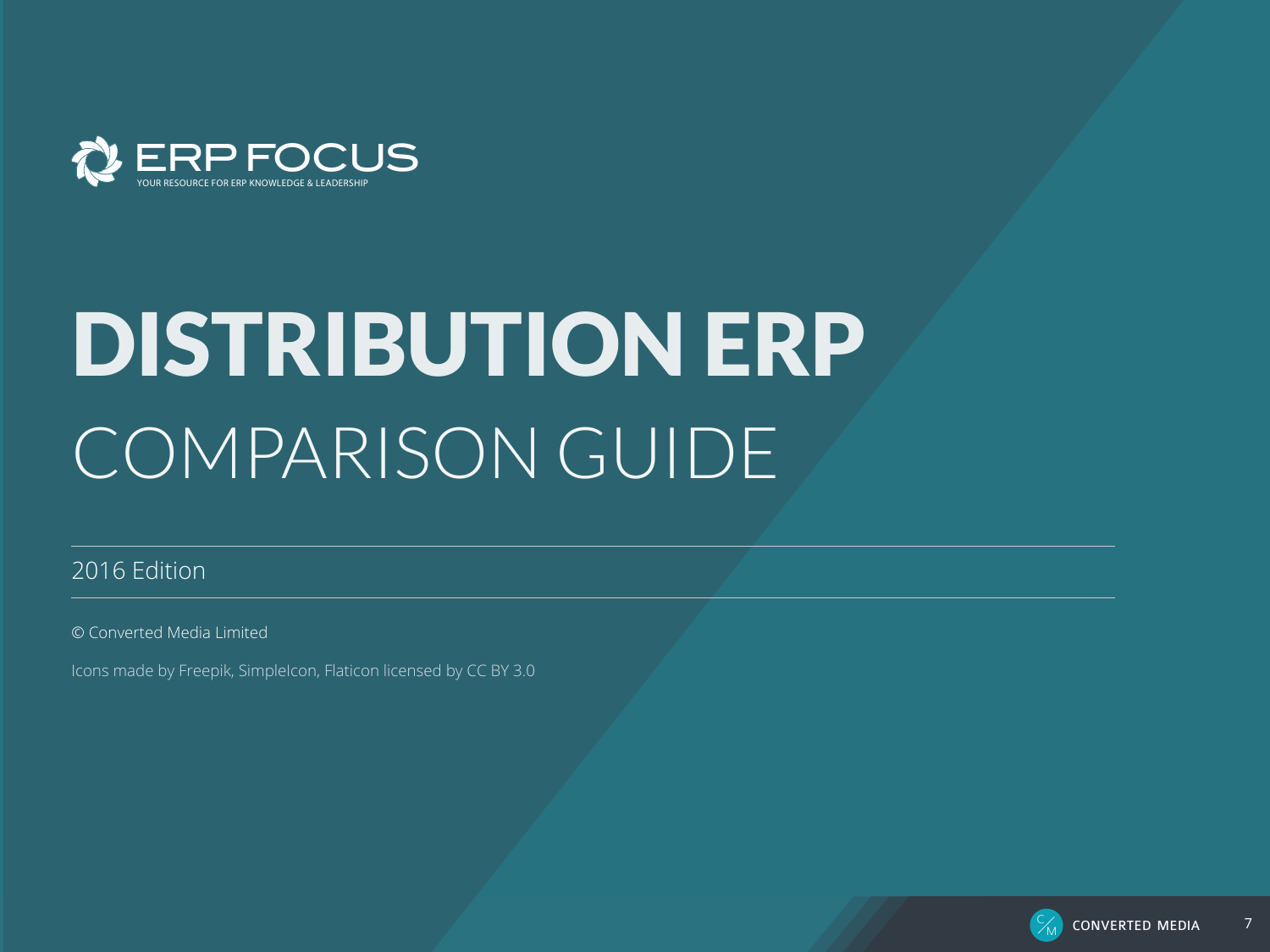ERP FOCUS

YOUR RESOURCE FOR ERP KNOWLEDGE & LEADERSHIP

# DISTRIBUTION ERP

## COMPARISON GUIDE

2016 Edition

© Converted Media Limited

Icons made by Freepik, SimpleIcon, Flaticon licensed by CC BY 3.0

CONVERTED MEDIA